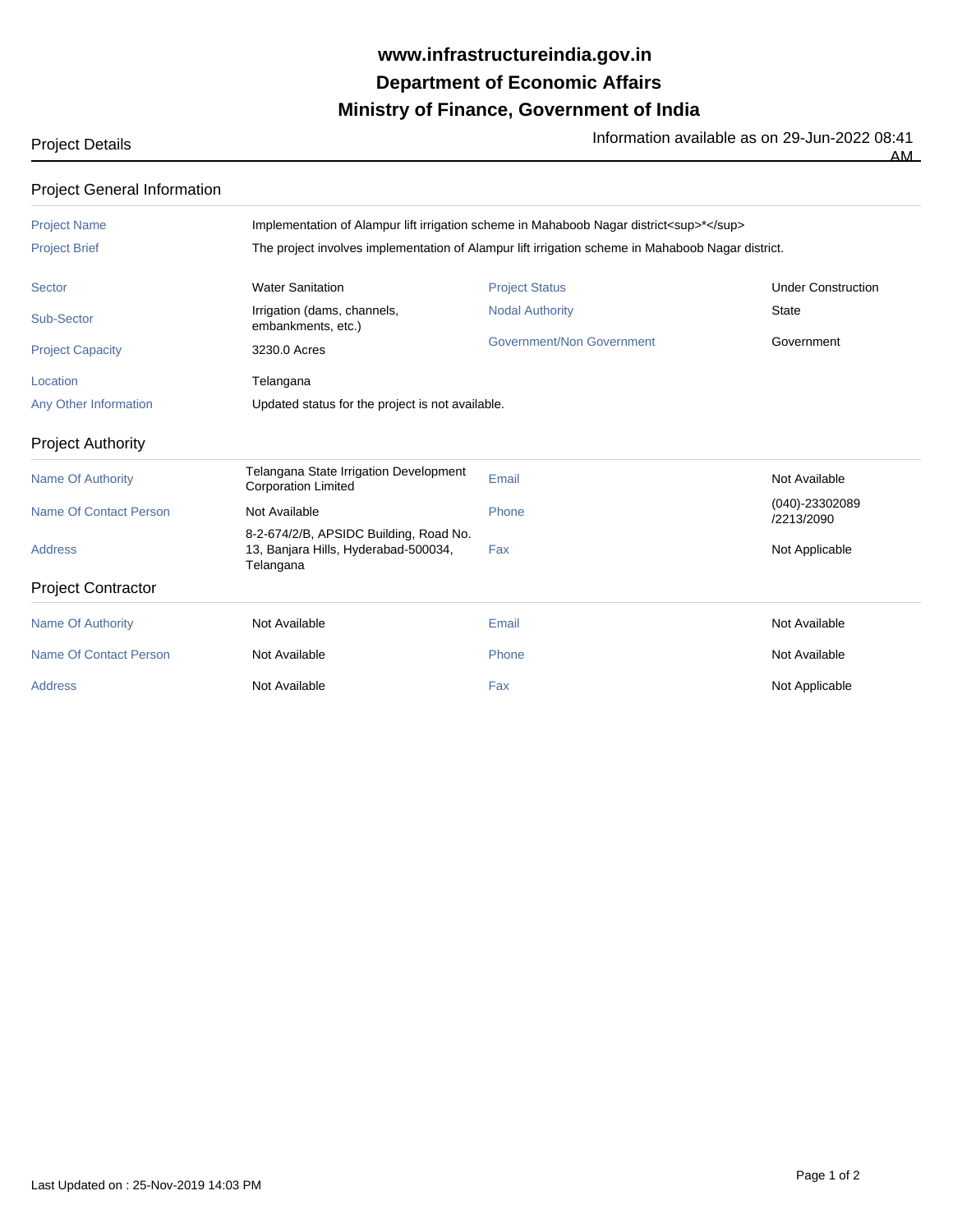# www.infrastructureindia.gov.in
# Department of Economic Affairs
# Ministry of Finance, Government of India

Project Details

Information available as on 29-Jun-2022 08:41 AM

## Project General Information

| | | | |
|---|---|---|---|
| Project Name | Implementation of Alampur lift irrigation scheme in Mahaboob Nagar district<sup>*</sup> | | |
| Project Brief | The project involves implementation of Alampur lift irrigation scheme in Mahaboob Nagar district. | | |
| Sector | Water Sanitation | Project Status | Under Construction |
| Sub-Sector | Irrigation (dams, channels, embankments, etc.) | Nodal Authority | State |
| Project Capacity | 3230.0 Acres | Government/Non Government | Government |
| Location | Telangana | | |
| Any Other Information | Updated status for the project is not available. | | |

## Project Authority

| | | | |
|---|---|---|---|
| Name Of Authority | Telangana State Irrigation Development Corporation Limited | Email | Not Available |
| Name Of Contact Person | Not Available | Phone | (040)-23302089 /2213/2090 |
| Address | 8-2-674/2/B, APSIDC Building, Road No. 13, Banjara Hills, Hyderabad-500034, Telangana | Fax | Not Applicable |

## Project Contractor

| | | | |
|---|---|---|---|
| Name Of Authority | Not Available | Email | Not Available |
| Name Of Contact Person | Not Available | Phone | Not Available |
| Address | Not Available | Fax | Not Applicable |

Last Updated on : 25-Nov-2019 14:03 PM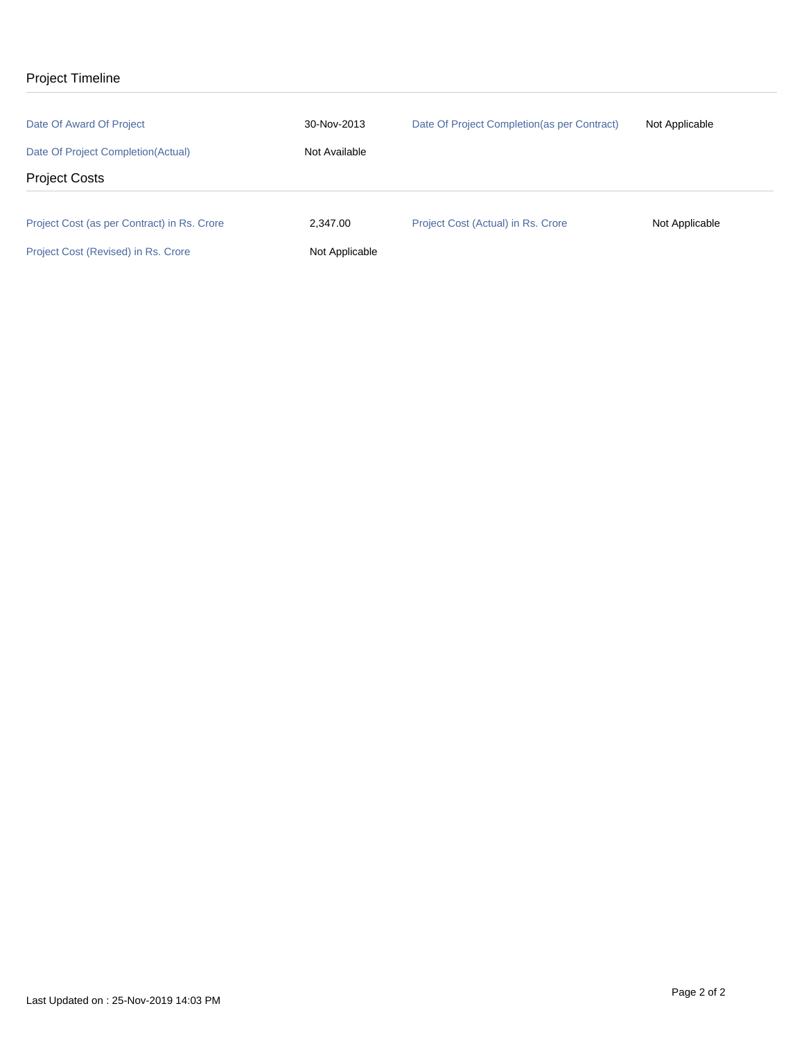## Project Timeline

| | | | |
|---|---|---|---|
| Date Of Award Of Project | 30-Nov-2013 | Date Of Project Completion(as per Contract) | Not Applicable |
| Date Of Project Completion(Actual) | Not Available | | |

## Project Costs

| | | | |
|---|---|---|---|
| Project Cost (as per Contract) in Rs. Crore | 2,347.00 | Project Cost (Actual) in Rs. Crore | Not Applicable |
| Project Cost (Revised) in Rs. Crore | Not Applicable | | |

Last Updated on : 25-Nov-2019 14:03 PM